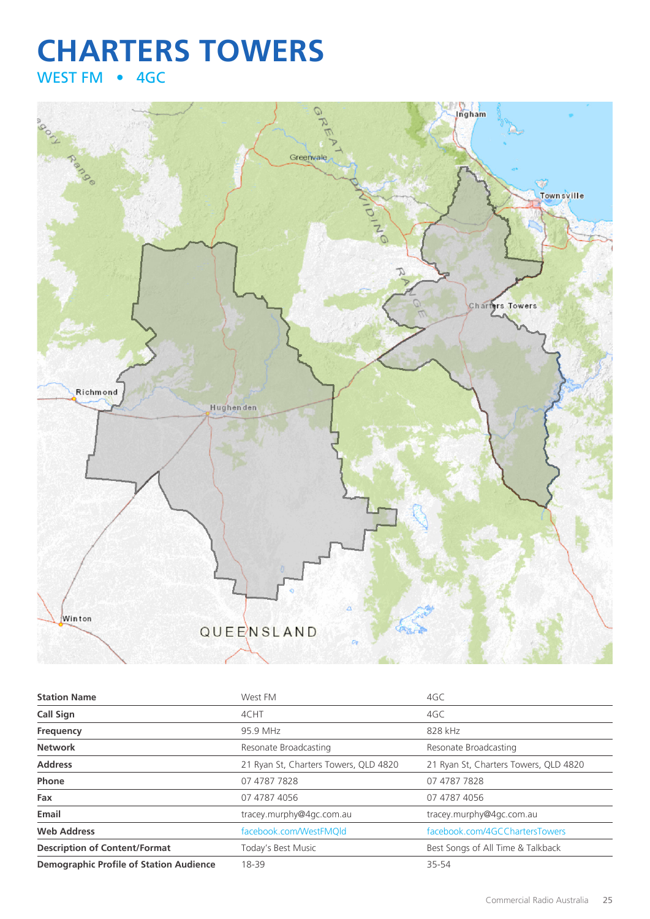# CHARTERS TOWERS

## WEST FM • 4GC

| Station Name | West FM | 4GC |
|---|---|---|
| Call Sign | 4CHT | 4GC |
| Frequency | 95.9 MHz | 828 kHz |
| Network | Resonate Broadcasting | Resonate Broadcasting |
| Address | 21 Ryan St, Charters Towers, QLD 4820 | 21 Ryan St, Charters Towers, QLD 4820 |
| Phone | 07 4787 7828 | 07 4787 7828 |
| Fax | 07 4787 4056 | 07 4787 4056 |
| Email | tracey.murphy@4gc.com.au | tracey.murphy@4gc.com.au |
| Web Address | facebook.com/WestFMQld | facebook.com/4GCChartersTowers |
| Description of Content/Format | Today's Best Music | Best Songs of All Time & Talkback |
| Demographic Profile of Station Audience | 18-39 | 35-54 |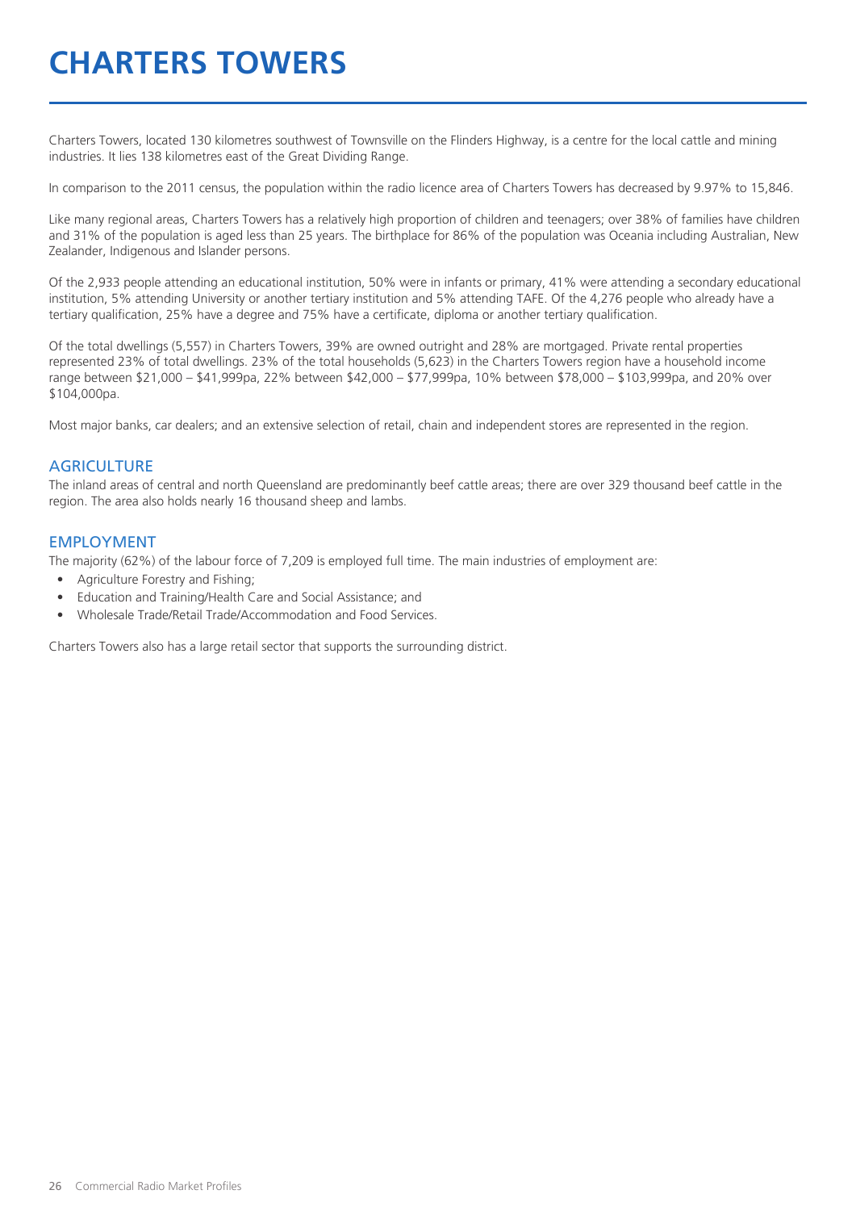# CHARTERS TOWERS

Charters Towers, located 130 kilometres southwest of Townsville on the Flinders Highway, is a centre for the local cattle and mining industries. It lies 138 kilometres east of the Great Dividing Range.

In comparison to the 2011 census, the population within the radio licence area of Charters Towers has decreased by 9.97% to 15,846.

Like many regional areas, Charters Towers has a relatively high proportion of children and teenagers; over 38% of families have children and 31% of the population is aged less than 25 years. The birthplace for 86% of the population was Oceania including Australian, New Zealander, Indigenous and Islander persons.

Of the 2,933 people attending an educational institution, 50% were in infants or primary, 41% were attending a secondary educational institution, 5% attending University or another tertiary institution and 5% attending TAFE. Of the 4,276 people who already have a tertiary qualification, 25% have a degree and 75% have a certificate, diploma or another tertiary qualification.

Of the total dwellings (5,557) in Charters Towers, 39% are owned outright and 28% are mortgaged. Private rental properties represented 23% of total dwellings. 23% of the total households (5,623) in the Charters Towers region have a household income range between $21,000 – $41,999pa, 22% between $42,000 – $77,999pa, 10% between $78,000 – $103,999pa, and 20% over $104,000pa.

Most major banks, car dealers; and an extensive selection of retail, chain and independent stores are represented in the region.

## AGRICULTURE

The inland areas of central and north Queensland are predominantly beef cattle areas; there are over 329 thousand beef cattle in the region. The area also holds nearly 16 thousand sheep and lambs.

## EMPLOYMENT

The majority (62%) of the labour force of 7,209 is employed full time. The main industries of employment are:

- Agriculture Forestry and Fishing;
- Education and Training/Health Care and Social Assistance; and
- Wholesale Trade/Retail Trade/Accommodation and Food Services.

Charters Towers also has a large retail sector that supports the surrounding district.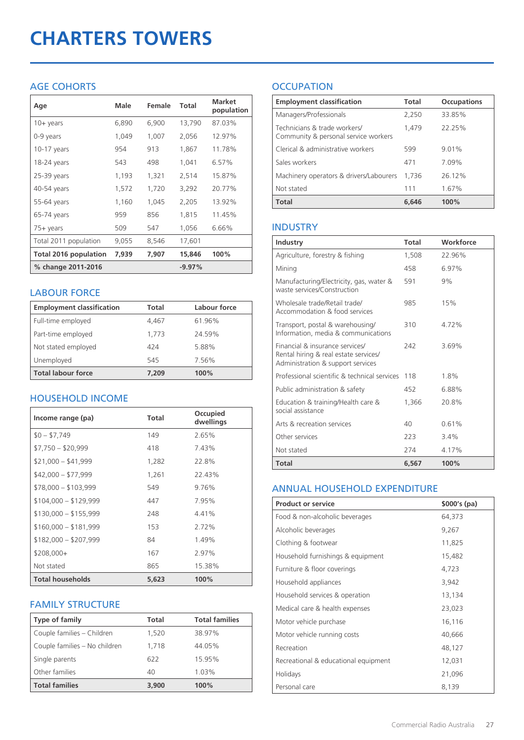# CHARTERS TOWERS

## AGE COHORTS

| Age | Male | Female | Total | Market population |
|---|---|---|---|---|
| 10+ years | 6,890 | 6,900 | 13,790 | 87.03% |
| 0-9 years | 1,049 | 1,007 | 2,056 | 12.97% |
| 10-17 years | 954 | 913 | 1,867 | 11.78% |
| 18-24 years | 543 | 498 | 1,041 | 6.57% |
| 25-39 years | 1,193 | 1,321 | 2,514 | 15.87% |
| 40-54 years | 1,572 | 1,720 | 3,292 | 20.77% |
| 55-64 years | 1,160 | 1,045 | 2,205 | 13.92% |
| 65-74 years | 959 | 856 | 1,815 | 11.45% |
| 75+ years | 509 | 547 | 1,056 | 6.66% |
| Total 2011 population | 9,055 | 8,546 | 17,601 | |
| **Total 2016 population** | **7,939** | **7,907** | **15,846** | **100%** |
| **% change 2011-2016** | | | **-9.97%** | |

## LABOUR FORCE

| Employment classification | Total | Labour force |
|---|---|---|
| Full-time employed | 4,467 | 61.96% |
| Part-time employed | 1,773 | 24.59% |
| Not stated employed | 424 | 5.88% |
| Unemployed | 545 | 7.56% |
| **Total labour force** | **7,209** | **100%** |

## HOUSEHOLD INCOME

| Income range (pa) | Total | Occupied dwellings |
|---|---|---|
| $0 – $7,749 | 149 | 2.65% |
| $7,750 – $20,999 | 418 | 7.43% |
| $21,000 – $41,999 | 1,282 | 22.8% |
| $42,000 – $77,999 | 1,261 | 22.43% |
| $78,000 – $103,999 | 549 | 9.76% |
| $104,000 – $129,999 | 447 | 7.95% |
| $130,000 – $155,999 | 248 | 4.41% |
| $160,000 – $181,999 | 153 | 2.72% |
| $182,000 – $207,999 | 84 | 1.49% |
| $208,000+ | 167 | 2.97% |
| Not stated | 865 | 15.38% |
| **Total households** | **5,623** | **100%** |

## FAMILY STRUCTURE

| Type of family | Total | Total families |
|---|---|---|
| Couple families – Children | 1,520 | 38.97% |
| Couple families – No children | 1,718 | 44.05% |
| Single parents | 622 | 15.95% |
| Other families | 40 | 1.03% |
| **Total families** | **3,900** | **100%** |

## OCCUPATION

| Employment classification | Total | Occupations |
|---|---|---|
| Managers/Professionals | 2,250 | 33.85% |
| Technicians & trade workers/ Community & personal service workers | 1,479 | 22.25% |
| Clerical & administrative workers | 599 | 9.01% |
| Sales workers | 471 | 7.09% |
| Machinery operators & drivers/Labourers | 1,736 | 26.12% |
| Not stated | 111 | 1.67% |
| **Total** | **6,646** | **100%** |

## INDUSTRY

| Industry | Total | Workforce |
|---|---|---|
| Agriculture, forestry & fishing | 1,508 | 22.96% |
| Mining | 458 | 6.97% |
| Manufacturing/Electricity, gas, water & waste services/Construction | 591 | 9% |
| Wholesale trade/Retail trade/ Accommodation & food services | 985 | 15% |
| Transport, postal & warehousing/ Information, media & communications | 310 | 4.72% |
| Financial & insurance services/ Rental hiring & real estate services/ Administration & support services | 242 | 3.69% |
| Professional scientific & technical services | 118 | 1.8% |
| Public administration & safety | 452 | 6.88% |
| Education & training/Health care & social assistance | 1,366 | 20.8% |
| Arts & recreation services | 40 | 0.61% |
| Other services | 223 | 3.4% |
| Not stated | 274 | 4.17% |
| **Total** | **6,567** | **100%** |

## ANNUAL HOUSEHOLD EXPENDITURE

| Product or service | $000's (pa) |
|---|---|
| Food & non-alcoholic beverages | 64,373 |
| Alcoholic beverages | 9,267 |
| Clothing & footwear | 11,825 |
| Household furnishings & equipment | 15,482 |
| Furniture & floor coverings | 4,723 |
| Household appliances | 3,942 |
| Household services & operation | 13,134 |
| Medical care & health expenses | 23,023 |
| Motor vehicle purchase | 16,116 |
| Motor vehicle running costs | 40,666 |
| Recreation | 48,127 |
| Recreational & educational equipment | 12,031 |
| Holidays | 21,096 |
| Personal care | 8,139 |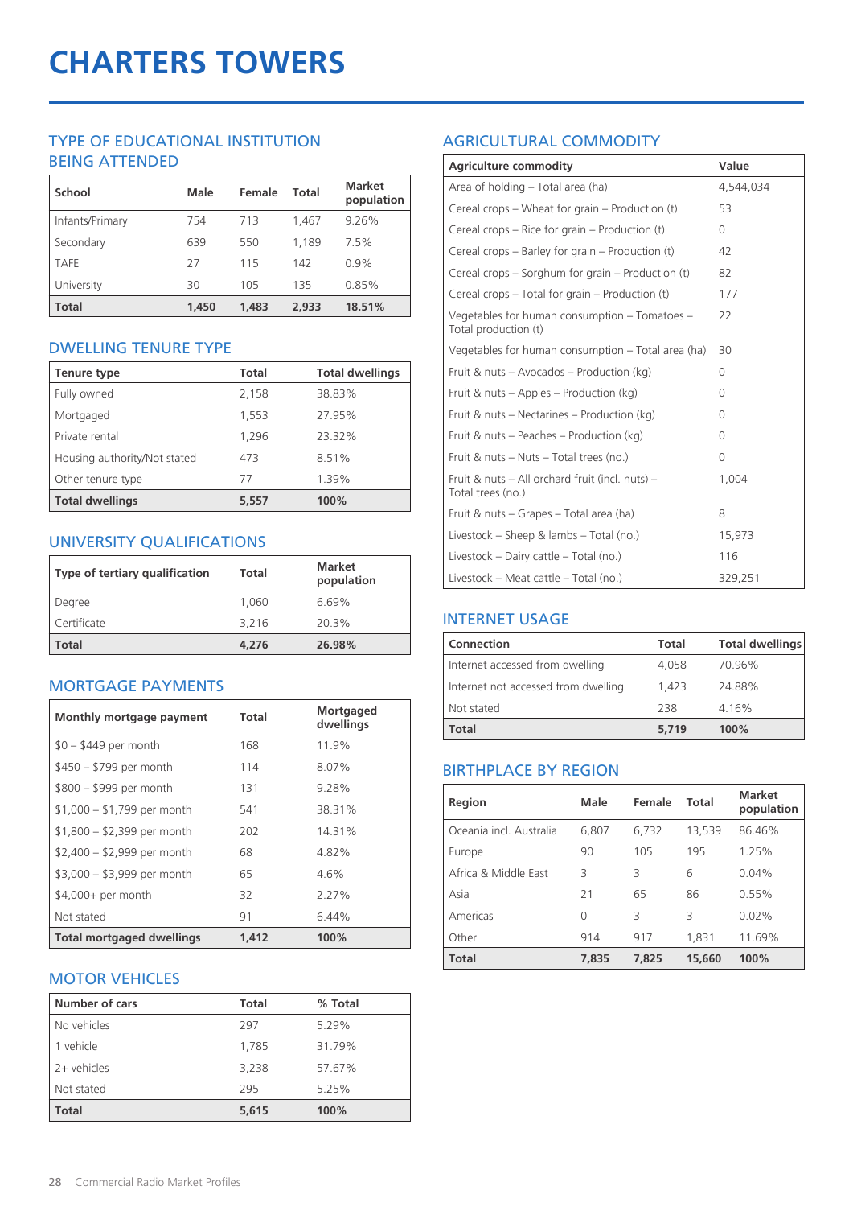# CHARTERS TOWERS

## TYPE OF EDUCATIONAL INSTITUTION BEING ATTENDED

| School | Male | Female | Total | Market population |
|---|---|---|---|---|
| Infants/Primary | 754 | 713 | 1,467 | 9.26% |
| Secondary | 639 | 550 | 1,189 | 7.5% |
| TAFE | 27 | 115 | 142 | 0.9% |
| University | 30 | 105 | 135 | 0.85% |
| **Total** | **1,450** | **1,483** | **2,933** | **18.51%** |

## DWELLING TENURE TYPE

| Tenure type | Total | Total dwellings |
|---|---|---|
| Fully owned | 2,158 | 38.83% |
| Mortgaged | 1,553 | 27.95% |
| Private rental | 1,296 | 23.32% |
| Housing authority/Not stated | 473 | 8.51% |
| Other tenure type | 77 | 1.39% |
| **Total dwellings** | **5,557** | **100%** |

## UNIVERSITY QUALIFICATIONS

| Type of tertiary qualification | Total | Market population |
|---|---|---|
| Degree | 1,060 | 6.69% |
| Certificate | 3,216 | 20.3% |
| **Total** | **4,276** | **26.98%** |

## MORTGAGE PAYMENTS

| Monthly mortgage payment | Total | Mortgaged dwellings |
|---|---|---|
| $0 – $449 per month | 168 | 11.9% |
| $450 – $799 per month | 114 | 8.07% |
| $800 – $999 per month | 131 | 9.28% |
| $1,000 – $1,799 per month | 541 | 38.31% |
| $1,800 – $2,399 per month | 202 | 14.31% |
| $2,400 – $2,999 per month | 68 | 4.82% |
| $3,000 – $3,999 per month | 65 | 4.6% |
| $4,000+ per month | 32 | 2.27% |
| Not stated | 91 | 6.44% |
| **Total mortgaged dwellings** | **1,412** | **100%** |

## MOTOR VEHICLES

| Number of cars | Total | % Total |
|---|---|---|
| No vehicles | 297 | 5.29% |
| 1 vehicle | 1,785 | 31.79% |
| 2+ vehicles | 3,238 | 57.67% |
| Not stated | 295 | 5.25% |
| **Total** | **5,615** | **100%** |

## AGRICULTURAL COMMODITY

| Agriculture commodity | Value |
|---|---|
| Area of holding – Total area (ha) | 4,544,034 |
| Cereal crops – Wheat for grain – Production (t) | 53 |
| Cereal crops – Rice for grain – Production (t) | 0 |
| Cereal crops – Barley for grain – Production (t) | 42 |
| Cereal crops – Sorghum for grain – Production (t) | 82 |
| Cereal crops – Total for grain – Production (t) | 177 |
| Vegetables for human consumption – Tomatoes – Total production (t) | 22 |
| Vegetables for human consumption – Total area (ha) | 30 |
| Fruit & nuts – Avocados – Production (kg) | 0 |
| Fruit & nuts – Apples – Production (kg) | 0 |
| Fruit & nuts – Nectarines – Production (kg) | 0 |
| Fruit & nuts – Peaches – Production (kg) | 0 |
| Fruit & nuts – Nuts – Total trees (no.) | 0 |
| Fruit & nuts – All orchard fruit (incl. nuts) – Total trees (no.) | 1,004 |
| Fruit & nuts – Grapes – Total area (ha) | 8 |
| Livestock – Sheep & lambs – Total (no.) | 15,973 |
| Livestock – Dairy cattle – Total (no.) | 116 |
| Livestock – Meat cattle – Total (no.) | 329,251 |

## INTERNET USAGE

| Connection | Total | Total dwellings |
|---|---|---|
| Internet accessed from dwelling | 4,058 | 70.96% |
| Internet not accessed from dwelling | 1,423 | 24.88% |
| Not stated | 238 | 4.16% |
| **Total** | **5,719** | **100%** |

## BIRTHPLACE BY REGION

| Region | Male | Female | Total | Market population |
|---|---|---|---|---|
| Oceania incl. Australia | 6,807 | 6,732 | 13,539 | 86.46% |
| Europe | 90 | 105 | 195 | 1.25% |
| Africa & Middle East | 3 | 3 | 6 | 0.04% |
| Asia | 21 | 65 | 86 | 0.55% |
| Americas | 0 | 3 | 3 | 0.02% |
| Other | 914 | 917 | 1,831 | 11.69% |
| **Total** | **7,835** | **7,825** | **15,660** | **100%** |